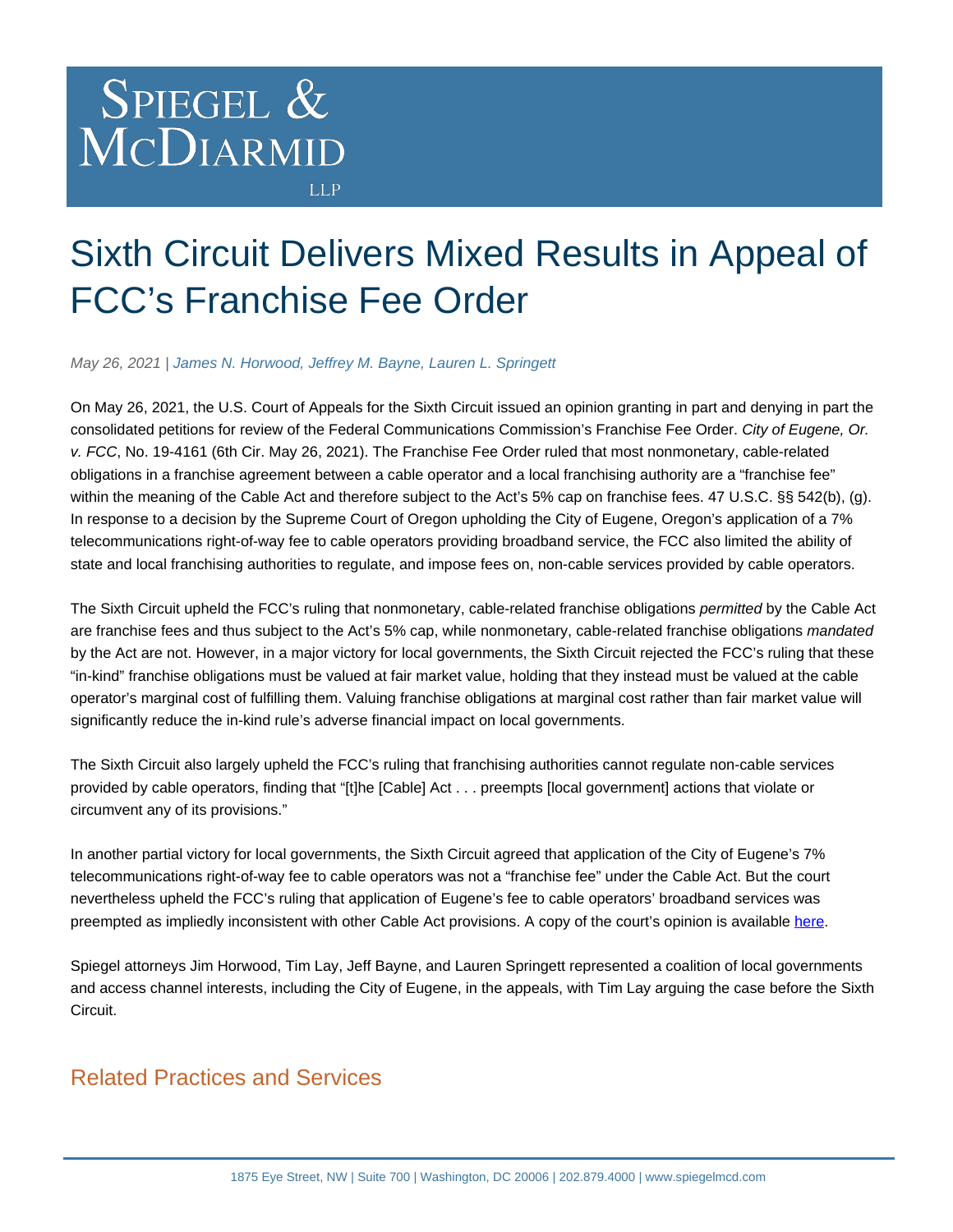Spiegel & McDiarmid LLP

# Sixth Circuit Delivers Mixed Results in Appeal of FCC's Franchise Fee Order

*May 26, 2021 | James N. Horwood, Jeffrey M. Bayne, Lauren L. Springett*

On May 26, 2021, the U.S. Court of Appeals for the Sixth Circuit issued an opinion granting in part and denying in part the consolidated petitions for review of the Federal Communications Commission's Franchise Fee Order. *City of Eugene, Or. v. FCC*, No. 19-4161 (6th Cir. May 26, 2021). The Franchise Fee Order ruled that most nonmonetary, cable-related obligations in a franchise agreement between a cable operator and a local franchising authority are a "franchise fee" within the meaning of the Cable Act and therefore subject to the Act's 5% cap on franchise fees. 47 U.S.C. §§ 542(b), (g). In response to a decision by the Supreme Court of Oregon upholding the City of Eugene, Oregon's application of a 7% telecommunications right-of-way fee to cable operators providing broadband service, the FCC also limited the ability of state and local franchising authorities to regulate, and impose fees on, non-cable services provided by cable operators.

The Sixth Circuit upheld the FCC's ruling that nonmonetary, cable-related franchise obligations *permitted* by the Cable Act are franchise fees and thus subject to the Act's 5% cap, while nonmonetary, cable-related franchise obligations *mandated* by the Act are not. However, in a major victory for local governments, the Sixth Circuit rejected the FCC's ruling that these "in-kind" franchise obligations must be valued at fair market value, holding that they instead must be valued at the cable operator's marginal cost of fulfilling them. Valuing franchise obligations at marginal cost rather than fair market value will significantly reduce the in-kind rule's adverse financial impact on local governments.

The Sixth Circuit also largely upheld the FCC's ruling that franchising authorities cannot regulate non-cable services provided by cable operators, finding that "[t]he [Cable] Act . . . preempts [local government] actions that violate or circumvent any of its provisions."

In another partial victory for local governments, the Sixth Circuit agreed that application of the City of Eugene's 7% telecommunications right-of-way fee to cable operators was not a "franchise fee" under the Cable Act. But the court nevertheless upheld the FCC's ruling that application of Eugene's fee to cable operators' broadband services was preempted as impliedly inconsistent with other Cable Act provisions. A copy of the court's opinion is available here.

Spiegel attorneys Jim Horwood, Tim Lay, Jeff Bayne, and Lauren Springett represented a coalition of local governments and access channel interests, including the City of Eugene, in the appeals, with Tim Lay arguing the case before the Sixth Circuit.

## Related Practices and Services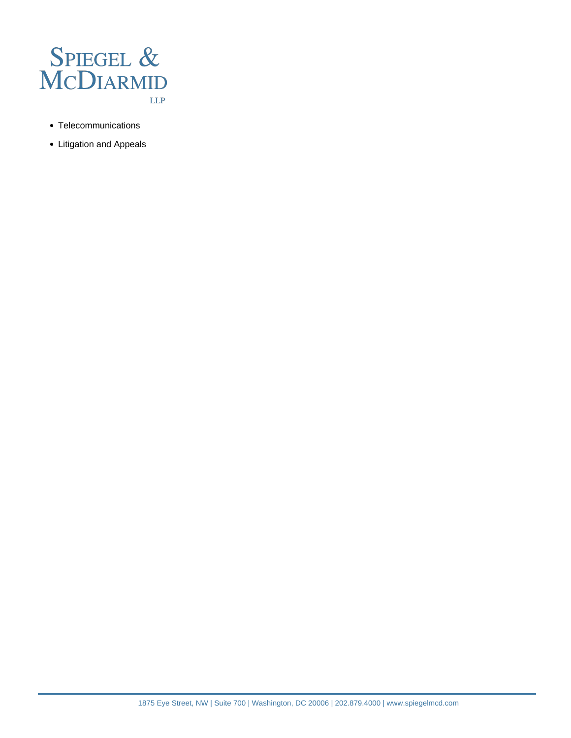- Telecommunications
- Litigation and Appeals